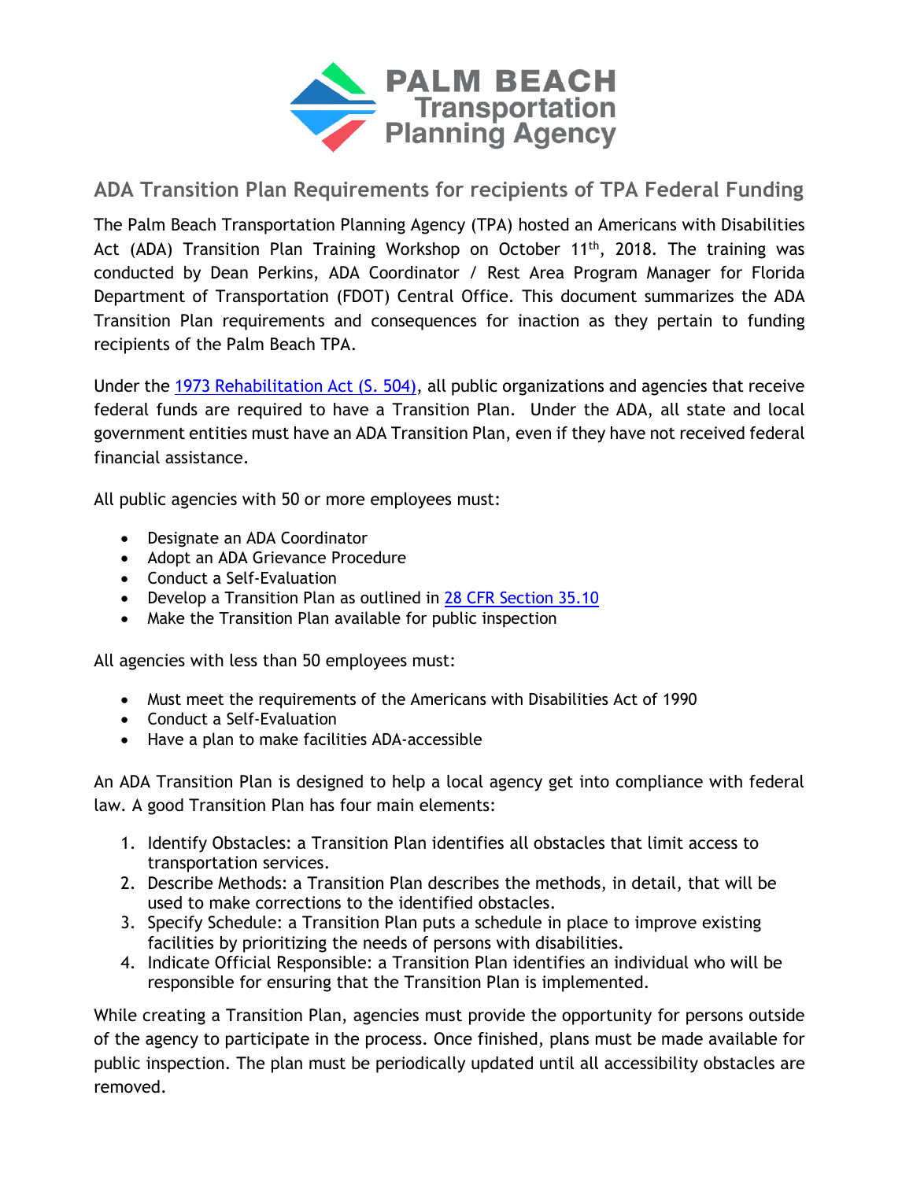PALM BEACH Transportation Planning Agency

## ADA Transition Plan Requirements for recipients of TPA Federal Funding

The Palm Beach Transportation Planning Agency (TPA) hosted an Americans with Disabilities Act (ADA) Transition Plan Training Workshop on October 11th, 2018. The training was conducted by Dean Perkins, ADA Coordinator / Rest Area Program Manager for Florida Department of Transportation (FDOT) Central Office. This document summarizes the ADA Transition Plan requirements and consequences for inaction as they pertain to funding recipients of the Palm Beach TPA.

Under the 1973 Rehabilitation Act (S. 504), all public organizations and agencies that receive federal funds are required to have a Transition Plan. Under the ADA, all state and local government entities must have an ADA Transition Plan, even if they have not received federal financial assistance.

All public agencies with 50 or more employees must:

- Designate an ADA Coordinator
- Adopt an ADA Grievance Procedure
- Conduct a Self-Evaluation
- Develop a Transition Plan as outlined in 28 CFR Section 35.10
- Make the Transition Plan available for public inspection

All agencies with less than 50 employees must:

- Must meet the requirements of the Americans with Disabilities Act of 1990
- Conduct a Self-Evaluation
- Have a plan to make facilities ADA-accessible

An ADA Transition Plan is designed to help a local agency get into compliance with federal law. A good Transition Plan has four main elements:

1. Identify Obstacles: a Transition Plan identifies all obstacles that limit access to transportation services.
2. Describe Methods: a Transition Plan describes the methods, in detail, that will be used to make corrections to the identified obstacles.
3. Specify Schedule: a Transition Plan puts a schedule in place to improve existing facilities by prioritizing the needs of persons with disabilities.
4. Indicate Official Responsible: a Transition Plan identifies an individual who will be responsible for ensuring that the Transition Plan is implemented.

While creating a Transition Plan, agencies must provide the opportunity for persons outside of the agency to participate in the process. Once finished, plans must be made available for public inspection. The plan must be periodically updated until all accessibility obstacles are removed.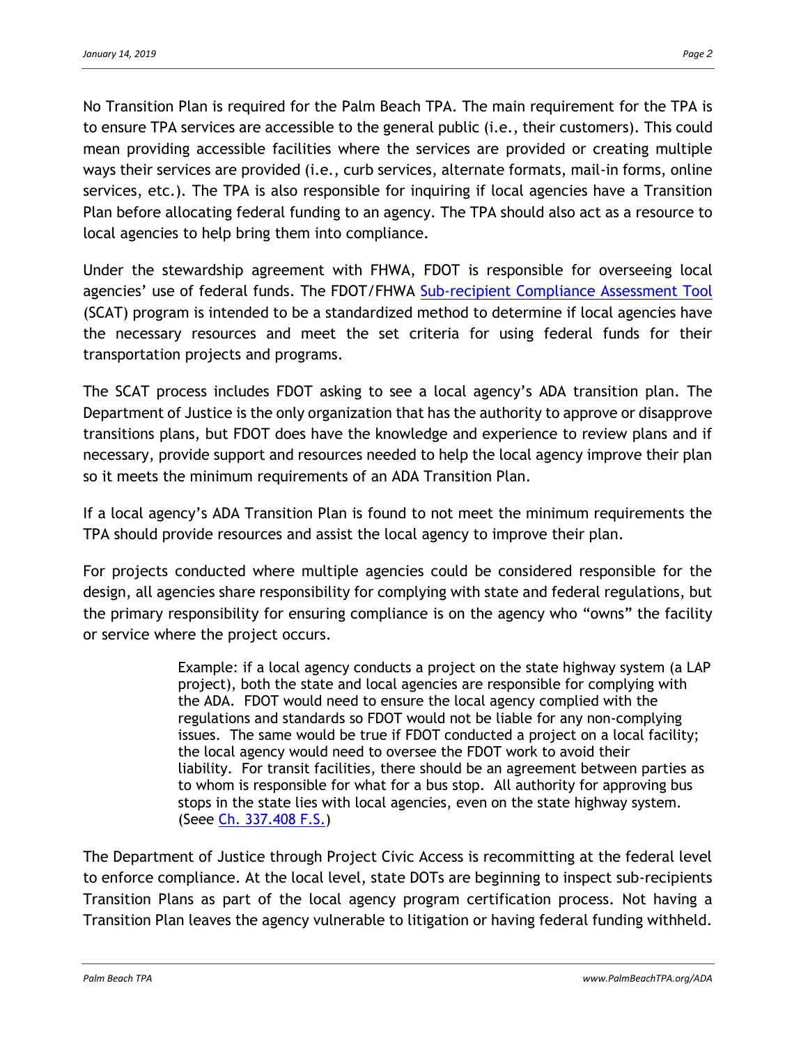No Transition Plan is required for the Palm Beach TPA. The main requirement for the TPA is to ensure TPA services are accessible to the general public (i.e., their customers). This could mean providing accessible facilities where the services are provided or creating multiple ways their services are provided (i.e., curb services, alternate formats, mail-in forms, online services, etc.). The TPA is also responsible for inquiring if local agencies have a Transition Plan before allocating federal funding to an agency. The TPA should also act as a resource to local agencies to help bring them into compliance.

Under the stewardship agreement with FHWA, FDOT is responsible for overseeing local agencies' use of federal funds. The FDOT/FHWA Sub-recipient Compliance Assessment Tool (SCAT) program is intended to be a standardized method to determine if local agencies have the necessary resources and meet the set criteria for using federal funds for their transportation projects and programs.

The SCAT process includes FDOT asking to see a local agency's ADA transition plan. The Department of Justice is the only organization that has the authority to approve or disapprove transitions plans, but FDOT does have the knowledge and experience to review plans and if necessary, provide support and resources needed to help the local agency improve their plan so it meets the minimum requirements of an ADA Transition Plan.

If a local agency's ADA Transition Plan is found to not meet the minimum requirements the TPA should provide resources and assist the local agency to improve their plan.

For projects conducted where multiple agencies could be considered responsible for the design, all agencies share responsibility for complying with state and federal regulations, but the primary responsibility for ensuring compliance is on the agency who "owns" the facility or service where the project occurs.

> Example: if a local agency conducts a project on the state highway system (a LAP project), both the state and local agencies are responsible for complying with the ADA. FDOT would need to ensure the local agency complied with the regulations and standards so FDOT would not be liable for any non-complying issues. The same would be true if FDOT conducted a project on a local facility; the local agency would need to oversee the FDOT work to avoid their liability. For transit facilities, there should be an agreement between parties as to whom is responsible for what for a bus stop. All authority for approving bus stops in the state lies with local agencies, even on the state highway system. (Seee Ch. 337.408 F.S.)

The Department of Justice through Project Civic Access is recommitting at the federal level to enforce compliance. At the local level, state DOTs are beginning to inspect sub-recipients Transition Plans as part of the local agency program certification process. Not having a Transition Plan leaves the agency vulnerable to litigation or having federal funding withheld.